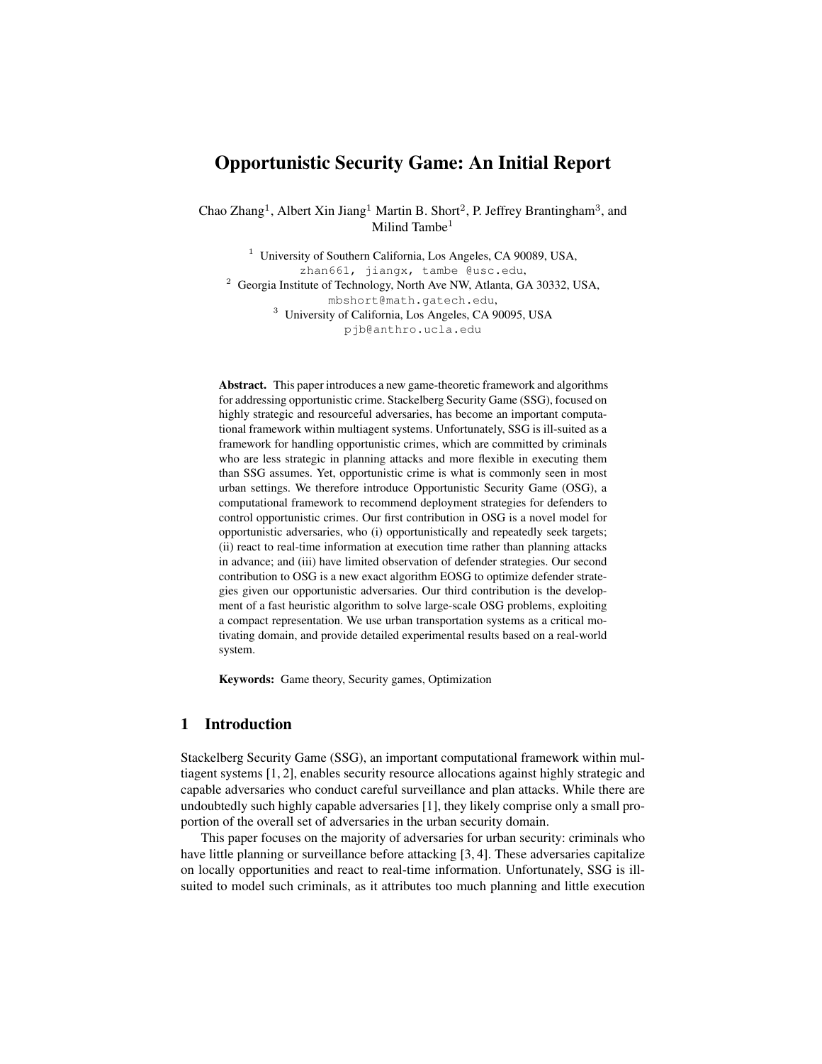# Opportunistic Security Game: An Initial Report

Chao Zhang[1], Albert Xin Jiang[1] Martin B. Short[2], P. Jeffrey Brantingham[3], and Milind Tambe[1]

[1] University of Southern California, Los Angeles, CA 90089, USA,
zhan661, jiangx, tambe @usc.edu,
[2] Georgia Institute of Technology, North Ave NW, Atlanta, GA 30332, USA,
mbshort@math.gatech.edu,
[3] University of California, Los Angeles, CA 90095, USA
pjb@anthro.ucla.edu

**Abstract.** This paper introduces a new game-theoretic framework and algorithms for addressing opportunistic crime. Stackelberg Security Game (SSG), focused on highly strategic and resourceful adversaries, has become an important computational framework within multiagent systems. Unfortunately, SSG is ill-suited as a framework for handling opportunistic crimes, which are committed by criminals who are less strategic in planning attacks and more flexible in executing them than SSG assumes. Yet, opportunistic crime is what is commonly seen in most urban settings. We therefore introduce Opportunistic Security Game (OSG), a computational framework to recommend deployment strategies for defenders to control opportunistic crimes. Our first contribution in OSG is a novel model for opportunistic adversaries, who (i) opportunistically and repeatedly seek targets; (ii) react to real-time information at execution time rather than planning attacks in advance; and (iii) have limited observation of defender strategies. Our second contribution to OSG is a new exact algorithm EOSG to optimize defender strategies given our opportunistic adversaries. Our third contribution is the development of a fast heuristic algorithm to solve large-scale OSG problems, exploiting a compact representation. We use urban transportation systems as a critical motivating domain, and provide detailed experimental results based on a real-world system.

**Keywords:** Game theory, Security games, Optimization

## 1 Introduction

Stackelberg Security Game (SSG), an important computational framework within multiagent systems [1, 2], enables security resource allocations against highly strategic and capable adversaries who conduct careful surveillance and plan attacks. While there are undoubtedly such highly capable adversaries [1], they likely comprise only a small proportion of the overall set of adversaries in the urban security domain.

This paper focuses on the majority of adversaries for urban security: criminals who have little planning or surveillance before attacking [3, 4]. These adversaries capitalize on locally opportunities and react to real-time information. Unfortunately, SSG is ill-suited to model such criminals, as it attributes too much planning and little execution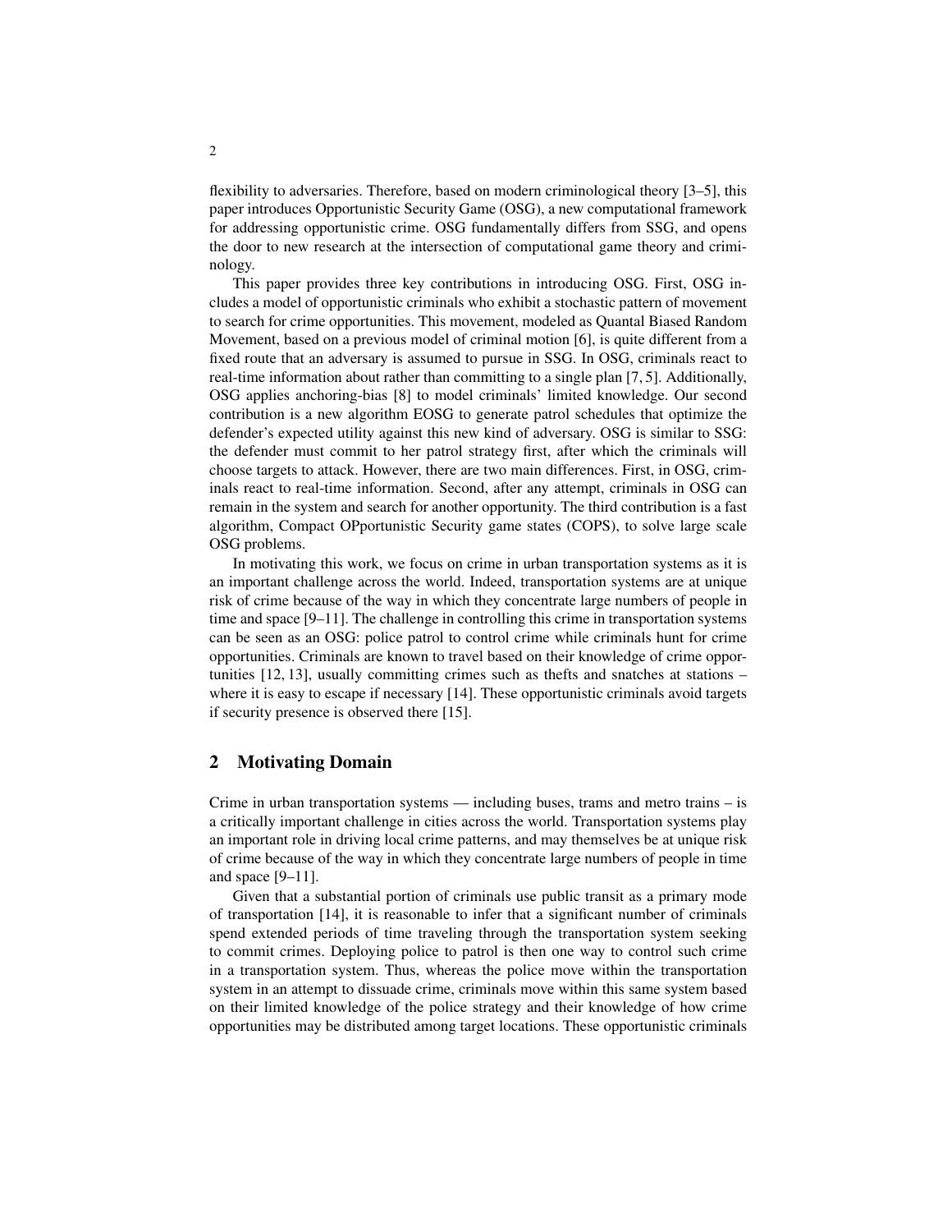flexibility to adversaries. Therefore, based on modern criminological theory [3–5], this paper introduces Opportunistic Security Game (OSG), a new computational framework for addressing opportunistic crime. OSG fundamentally differs from SSG, and opens the door to new research at the intersection of computational game theory and criminology.

This paper provides three key contributions in introducing OSG. First, OSG includes a model of opportunistic criminals who exhibit a stochastic pattern of movement to search for crime opportunities. This movement, modeled as Quantal Biased Random Movement, based on a previous model of criminal motion [6], is quite different from a fixed route that an adversary is assumed to pursue in SSG. In OSG, criminals react to real-time information about rather than committing to a single plan [7, 5]. Additionally, OSG applies anchoring-bias [8] to model criminals' limited knowledge. Our second contribution is a new algorithm EOSG to generate patrol schedules that optimize the defender's expected utility against this new kind of adversary. OSG is similar to SSG: the defender must commit to her patrol strategy first, after which the criminals will choose targets to attack. However, there are two main differences. First, in OSG, criminals react to real-time information. Second, after any attempt, criminals in OSG can remain in the system and search for another opportunity. The third contribution is a fast algorithm, Compact OPportunistic Security game states (COPS), to solve large scale OSG problems.

In motivating this work, we focus on crime in urban transportation systems as it is an important challenge across the world. Indeed, transportation systems are at unique risk of crime because of the way in which they concentrate large numbers of people in time and space [9–11]. The challenge in controlling this crime in transportation systems can be seen as an OSG: police patrol to control crime while criminals hunt for crime opportunities. Criminals are known to travel based on their knowledge of crime opportunities [12, 13], usually committing crimes such as thefts and snatches at stations – where it is easy to escape if necessary [14]. These opportunistic criminals avoid targets if security presence is observed there [15].

## 2 Motivating Domain

Crime in urban transportation systems — including buses, trams and metro trains – is a critically important challenge in cities across the world. Transportation systems play an important role in driving local crime patterns, and may themselves be at unique risk of crime because of the way in which they concentrate large numbers of people in time and space [9–11].

Given that a substantial portion of criminals use public transit as a primary mode of transportation [14], it is reasonable to infer that a significant number of criminals spend extended periods of time traveling through the transportation system seeking to commit crimes. Deploying police to patrol is then one way to control such crime in a transportation system. Thus, whereas the police move within the transportation system in an attempt to dissuade crime, criminals move within this same system based on their limited knowledge of the police strategy and their knowledge of how crime opportunities may be distributed among target locations. These opportunistic criminals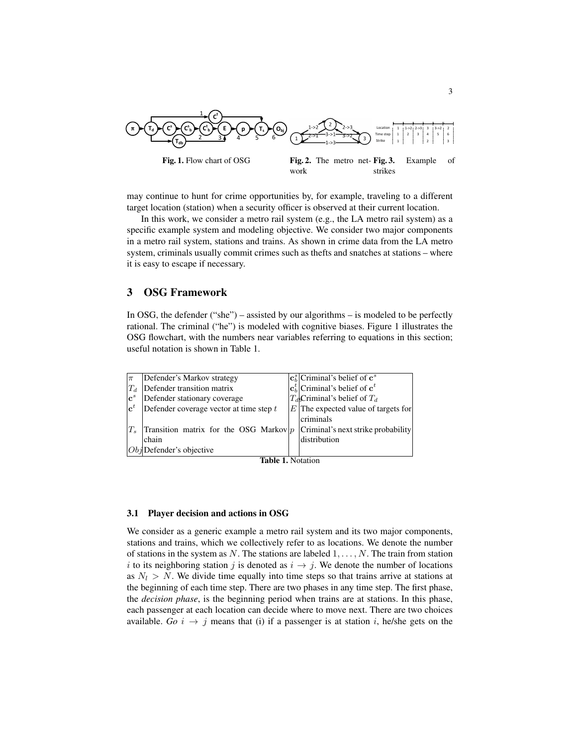Fig. 1. Flow chart of OSG

Fig. 2. The metro network

Fig. 3. Example of strikes

may continue to hunt for crime opportunities by, for example, traveling to a different target location (station) when a security officer is observed at their current location.

In this work, we consider a metro rail system (e.g., the LA metro rail system) as a specific example system and modeling objective. We consider two major components in a metro rail system, stations and trains. As shown in crime data from the LA metro system, criminals usually commit crimes such as thefts and snatches at stations – where it is easy to escape if necessary.

## 3 OSG Framework

In OSG, the defender ("she") – assisted by our algorithms – is modeled to be perfectly rational. The criminal ("he") is modeled with cognitive biases. Figure 1 illustrates the OSG flowchart, with the numbers near variables referring to equations in this section; useful notation is shown in Table 1.

| | | | |
|---|---|---|---|
| $\pi$ | Defender's Markov strategy | $\mathbf{c}_b^s$ | Criminal's belief of $\mathbf{c}^s$ |
| $T_d$ | Defender transition matrix | $\mathbf{c}_b^t$ | Criminal's belief of $\mathbf{c}^t$ |
| $\mathbf{c}^s$ | Defender stationary coverage | $T_{db}$ | Criminal's belief of $T_d$ |
| $\mathbf{c}^t$ | Defender coverage vector at time step $t$ | $E$ | The expected value of targets for criminals |
| $T_s$ | Transition matrix for the OSG Markov chain | $p$ | Criminal's next strike probability distribution |
| $Obj$ | Defender's objective | | |

**Table 1.** Notation

### 3.1 Player decision and actions in OSG

We consider as a generic example a metro rail system and its two major components, stations and trains, which we collectively refer to as locations. We denote the number of stations in the system as $N$. The stations are labeled $1, \ldots, N$. The train from station $i$ to its neighboring station $j$ is denoted as $i \rightarrow j$. We denote the number of locations as $N_l > N$. We divide time equally into time steps so that trains arrive at stations at the beginning of each time step. There are two phases in any time step. The first phase, the *decision phase*, is the beginning period when trains are at stations. In this phase, each passenger at each location can decide where to move next. There are two choices available. *Go* $i \rightarrow j$ means that (i) if a passenger is at station $i$, he/she gets on the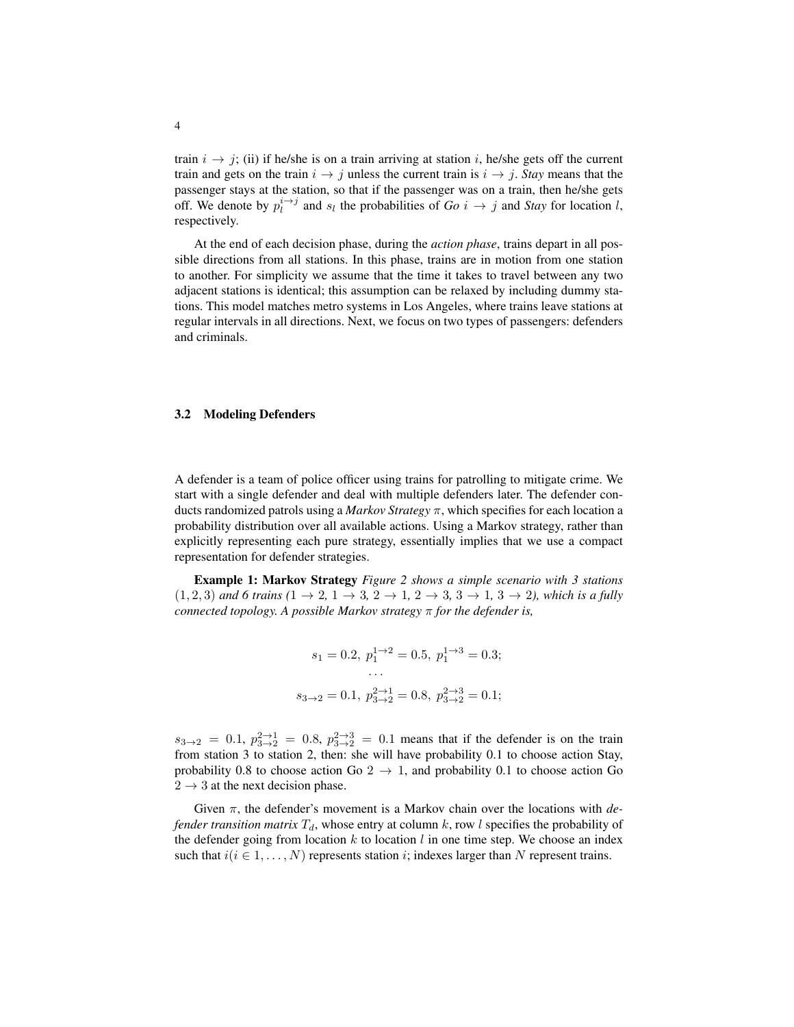train $i \to j$; (ii) if he/she is on a train arriving at station $i$, he/she gets off the current train and gets on the train $i \to j$ unless the current train is $i \to j$. *Stay* means that the passenger stays at the station, so that if the passenger was on a train, then he/she gets off. We denote by $p_l^{i \to j}$ and $s_l$ the probabilities of *Go* $i \to j$ and *Stay* for location $l$, respectively.

At the end of each decision phase, during the *action phase*, trains depart in all possible directions from all stations. In this phase, trains are in motion from one station to another. For simplicity we assume that the time it takes to travel between any two adjacent stations is identical; this assumption can be relaxed by including dummy stations. This model matches metro systems in Los Angeles, where trains leave stations at regular intervals in all directions. Next, we focus on two types of passengers: defenders and criminals.

### 3.2 Modeling Defenders

A defender is a team of police officer using trains for patrolling to mitigate crime. We start with a single defender and deal with multiple defenders later. The defender conducts randomized patrols using a *Markov Strategy* $\pi$, which specifies for each location a probability distribution over all available actions. Using a Markov strategy, rather than explicitly representing each pure strategy, essentially implies that we use a compact representation for defender strategies.

**Example 1: Markov Strategy** *Figure 2 shows a simple scenario with 3 stations* $(1, 2, 3)$ *and 6 trains* ($1 \to 2$, $1 \to 3$, $2 \to 1$, $2 \to 3$, $3 \to 1$, $3 \to 2$)*, which is a fully connected topology. A possible Markov strategy* $\pi$ *for the defender is,*

$$s_1 = 0.2,\ p_1^{1\to 2} = 0.5,\ p_1^{1\to 3} = 0.3;$$
$$\cdots$$
$$s_{3\to 2} = 0.1,\ p_{3\to 2}^{2\to 1} = 0.8,\ p_{3\to 2}^{2\to 3} = 0.1;$$

$s_{3\to 2} = 0.1$, $p_{3\to 2}^{2\to 1} = 0.8$, $p_{3\to 2}^{2\to 3} = 0.1$ means that if the defender is on the train from station 3 to station 2, then: she will have probability 0.1 to choose action Stay, probability 0.8 to choose action Go $2 \to 1$, and probability 0.1 to choose action Go $2 \to 3$ at the next decision phase.

Given $\pi$, the defender's movement is a Markov chain over the locations with *defender transition matrix* $T_d$, whose entry at column $k$, row $l$ specifies the probability of the defender going from location $k$ to location $l$ in one time step. We choose an index such that $i (i \in 1, \ldots, N)$ represents station $i$; indexes larger than $N$ represent trains.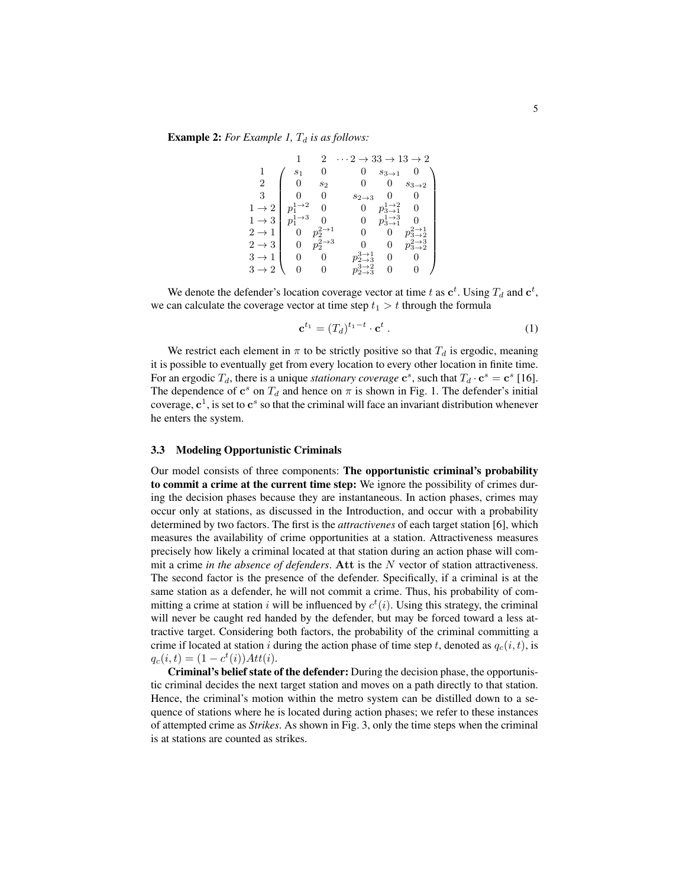**Example 2:** *For Example 1, $T_d$ is as follows:*

$$
\begin{array}{c}
 \\
1 \\
2 \\
3 \\
1 \rightarrow 2 \\
1 \rightarrow 3 \\
2 \rightarrow 1 \\
2 \rightarrow 3 \\
3 \rightarrow 1 \\
3 \rightarrow 2
\end{array}
\begin{array}{c}
\begin{array}{ccccc} 1 & 2 & \cdots 2 \rightarrow 3 & 3 \rightarrow 1 & 3 \rightarrow 2 \end{array} \\
\left(\begin{array}{ccccc}
s_1 & 0 & 0 & s_{3\rightarrow 1} & 0 \\
0 & s_2 & 0 & 0 & s_{3\rightarrow 2} \\
0 & 0 & s_{2\rightarrow 3} & 0 & 0 \\
p_1^{1\rightarrow 2} & 0 & 0 & p_{3\rightarrow 1}^{1\rightarrow 2} & 0 \\
p_1^{1\rightarrow 3} & 0 & 0 & p_{3\rightarrow 1}^{1\rightarrow 3} & 0 \\
0 & p_2^{2\rightarrow 1} & 0 & 0 & p_{3\rightarrow 2}^{2\rightarrow 1} \\
0 & p_2^{2\rightarrow 3} & 0 & 0 & p_{3\rightarrow 2}^{2\rightarrow 3} \\
0 & 0 & p_{2\rightarrow 3}^{3\rightarrow 1} & 0 & 0 \\
0 & 0 & p_{2\rightarrow 3}^{3\rightarrow 2} & 0 & 0
\end{array}\right)
\end{array}
$$

We denote the defender's location coverage vector at time $t$ as $\mathbf{c}^t$. Using $T_d$ and $\mathbf{c}^t$, we can calculate the coverage vector at time step $t_1 > t$ through the formula

$$\mathbf{c}^{t_1} = (T_d)^{t_1 - t} \cdot \mathbf{c}^t \ . \tag{1}$$

We restrict each element in $\pi$ to be strictly positive so that $T_d$ is ergodic, meaning it is possible to eventually get from every location to every other location in finite time. For an ergodic $T_d$, there is a unique *stationary coverage* $\mathbf{c}^s$, such that $T_d \cdot \mathbf{c}^s = \mathbf{c}^s$ [16]. The dependence of $\mathbf{c}^s$ on $T_d$ and hence on $\pi$ is shown in Fig. 1. The defender's initial coverage, $\mathbf{c}^1$, is set to $\mathbf{c}^s$ so that the criminal will face an invariant distribution whenever he enters the system.

### 3.3 Modeling Opportunistic Criminals

Our model consists of three components: **The opportunistic criminal's probability to commit a crime at the current time step:** We ignore the possibility of crimes during the decision phases because they are instantaneous. In action phases, crimes may occur only at stations, as discussed in the Introduction, and occur with a probability determined by two factors. The first is the *attractivenes* of each target station [6], which measures the availability of crime opportunities at a station. Attractiveness measures precisely how likely a criminal located at that station during an action phase will commit a crime *in the absence of defenders*. $\mathbf{Att}$ is the $N$ vector of station attractiveness. The second factor is the presence of the defender. Specifically, if a criminal is at the same station as a defender, he will not commit a crime. Thus, his probability of committing a crime at station $i$ will be influenced by $c^t(i)$. Using this strategy, the criminal will never be caught red handed by the defender, but may be forced toward a less attractive target. Considering both factors, the probability of the criminal committing a crime if located at station $i$ during the action phase of time step $t$, denoted as $q_c(i,t)$, is $q_c(i,t) = (1 - c^t(i))Att(i)$.

**Criminal's belief state of the defender:** During the decision phase, the opportunistic criminal decides the next target station and moves on a path directly to that station. Hence, the criminal's motion within the metro system can be distilled down to a sequence of stations where he is located during action phases; we refer to these instances of attempted crime as *Strikes*. As shown in Fig. 3, only the time steps when the criminal is at stations are counted as strikes.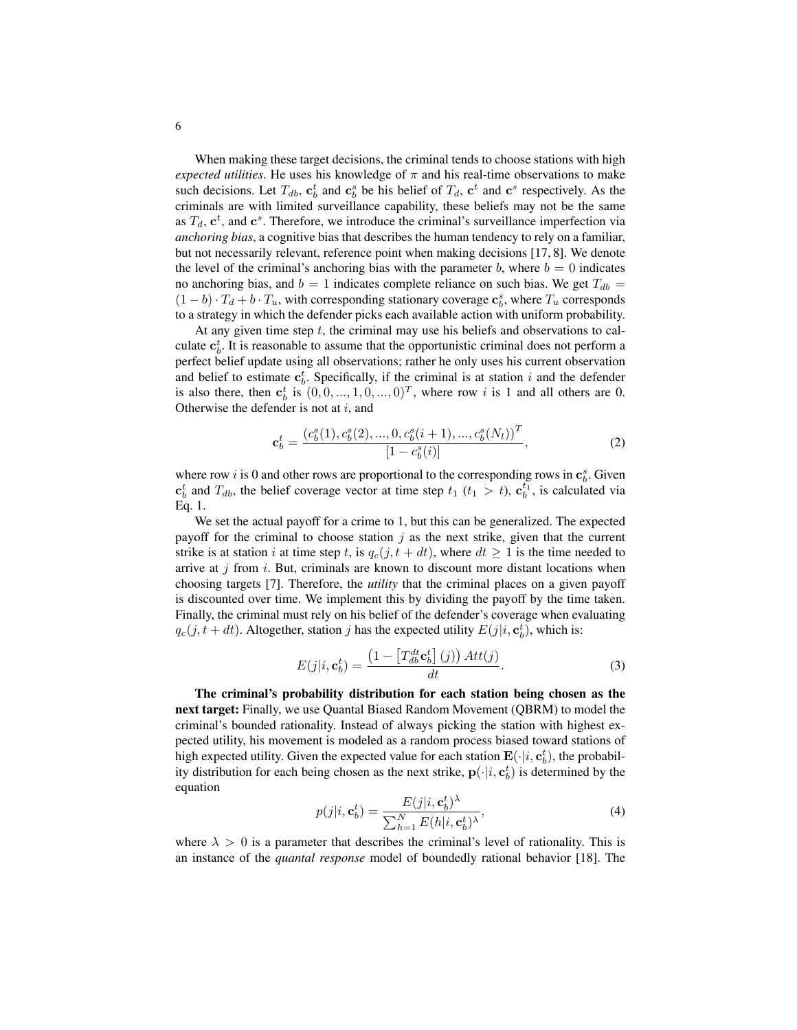When making these target decisions, the criminal tends to choose stations with high *expected utilities*. He uses his knowledge of $\pi$ and his real-time observations to make such decisions. Let $T_{db}$, $\mathbf{c}_b^t$ and $\mathbf{c}_b^s$ be his belief of $T_d$, $\mathbf{c}^t$ and $\mathbf{c}^s$ respectively. As the criminals are with limited surveillance capability, these beliefs may not be the same as $T_d$, $\mathbf{c}^t$, and $\mathbf{c}^s$. Therefore, we introduce the criminal's surveillance imperfection via *anchoring bias*, a cognitive bias that describes the human tendency to rely on a familiar, but not necessarily relevant, reference point when making decisions [17, 8]. We denote the level of the criminal's anchoring bias with the parameter $b$, where $b = 0$ indicates no anchoring bias, and $b = 1$ indicates complete reliance on such bias. We get $T_{db} = (1 - b) \cdot T_d + b \cdot T_u$, with corresponding stationary coverage $\mathbf{c}_b^s$, where $T_u$ corresponds to a strategy in which the defender picks each available action with uniform probability.

At any given time step $t$, the criminal may use his beliefs and observations to calculate $\mathbf{c}_b^t$. It is reasonable to assume that the opportunistic criminal does not perform a perfect belief update using all observations; rather he only uses his current observation and belief to estimate $\mathbf{c}_b^t$. Specifically, if the criminal is at station $i$ and the defender is also there, then $\mathbf{c}_b^t$ is $(0, 0, ..., 1, 0, ..., 0)^T$, where row $i$ is 1 and all others are 0. Otherwise the defender is not at $i$, and

$$\mathbf{c}_b^t = \frac{(c_b^s(1), c_b^s(2), ..., 0, c_b^s(i+1), ..., c_b^s(N_l))^T}{[1 - c_b^s(i)]}, \tag{2}$$

where row $i$ is 0 and other rows are proportional to the corresponding rows in $\mathbf{c}_b^s$. Given $\mathbf{c}_b^t$ and $T_{db}$, the belief coverage vector at time step $t_1$ ($t_1 > t$), $\mathbf{c}_b^{t_1}$, is calculated via Eq. 1.

We set the actual payoff for a crime to 1, but this can be generalized. The expected payoff for the criminal to choose station $j$ as the next strike, given that the current strike is at station $i$ at time step $t$, is $q_c(j, t + dt)$, where $dt \geq 1$ is the time needed to arrive at $j$ from $i$. But, criminals are known to discount more distant locations when choosing targets [7]. Therefore, the *utility* that the criminal places on a given payoff is discounted over time. We implement this by dividing the payoff by the time taken. Finally, the criminal must rely on his belief of the defender's coverage when evaluating $q_c(j, t + dt)$. Altogether, station $j$ has the expected utility $E(j|i, \mathbf{c}_b^t)$, which is:

$$E(j|i, \mathbf{c}_b^t) = \frac{\left(1 - \left[T_{db}^{dt}\mathbf{c}_b^t\right](j)\right) Att(j)}{dt}. \tag{3}$$

**The criminal's probability distribution for each station being chosen as the next target:** Finally, we use Quantal Biased Random Movement (QBRM) to model the criminal's bounded rationality. Instead of always picking the station with highest expected utility, his movement is modeled as a random process biased toward stations of high expected utility. Given the expected value for each station $\mathbf{E}(\cdot|i, \mathbf{c}_b^t)$, the probability distribution for each being chosen as the next strike, $\mathbf{p}(\cdot|i, \mathbf{c}_b^t)$ is determined by the equation

$$p(j|i, \mathbf{c}_b^t) = \frac{E(j|i, \mathbf{c}_b^t)^\lambda}{\sum_{h=1}^{N} E(h|i, \mathbf{c}_b^t)^\lambda}, \tag{4}$$

where $\lambda > 0$ is a parameter that describes the criminal's level of rationality. This is an instance of the *quantal response* model of boundedly rational behavior [18]. The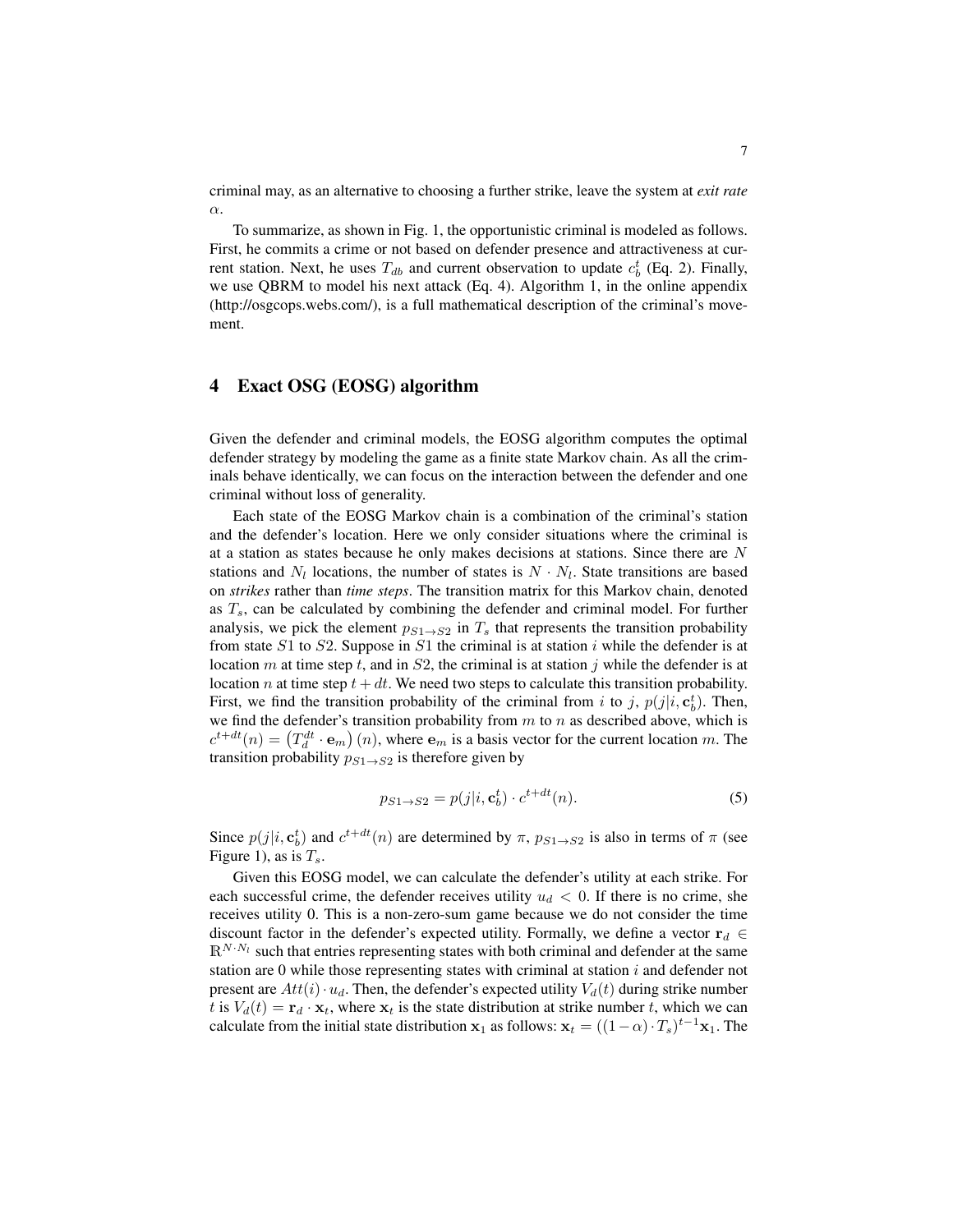criminal may, as an alternative to choosing a further strike, leave the system at *exit rate* $\alpha$.

To summarize, as shown in Fig. 1, the opportunistic criminal is modeled as follows. First, he commits a crime or not based on defender presence and attractiveness at current station. Next, he uses $T_{db}$ and current observation to update $c_b^t$ (Eq. 2). Finally, we use QBRM to model his next attack (Eq. 4). Algorithm 1, in the online appendix (http://osgcops.webs.com/), is a full mathematical description of the criminal's movement.

# 4 Exact OSG (EOSG) algorithm

Given the defender and criminal models, the EOSG algorithm computes the optimal defender strategy by modeling the game as a finite state Markov chain. As all the criminals behave identically, we can focus on the interaction between the defender and one criminal without loss of generality.

Each state of the EOSG Markov chain is a combination of the criminal's station and the defender's location. Here we only consider situations where the criminal is at a station as states because he only makes decisions at stations. Since there are $N$ stations and $N_l$ locations, the number of states is $N \cdot N_l$. State transitions are based on *strikes* rather than *time steps*. The transition matrix for this Markov chain, denoted as $T_s$, can be calculated by combining the defender and criminal model. For further analysis, we pick the element $p_{S1 \to S2}$ in $T_s$ that represents the transition probability from state $S1$ to $S2$. Suppose in $S1$ the criminal is at station $i$ while the defender is at location $m$ at time step $t$, and in $S2$, the criminal is at station $j$ while the defender is at location $n$ at time step $t + dt$. We need two steps to calculate this transition probability. First, we find the transition probability of the criminal from $i$ to $j$, $p(j|i, \mathbf{c}_b^t)$. Then, we find the defender's transition probability from $m$ to $n$ as described above, which is $c^{t+dt}(n) = \left(T_d^{dt} \cdot \mathbf{e}_m\right)(n)$, where $\mathbf{e}_m$ is a basis vector for the current location $m$. The transition probability $p_{S1 \to S2}$ is therefore given by

$$p_{S1 \to S2} = p(j|i, \mathbf{c}_b^t) \cdot c^{t+dt}(n). \tag{5}$$

Since $p(j|i, \mathbf{c}_b^t)$ and $c^{t+dt}(n)$ are determined by $\pi$, $p_{S1 \to S2}$ is also in terms of $\pi$ (see Figure 1), as is $T_s$.

Given this EOSG model, we can calculate the defender's utility at each strike. For each successful crime, the defender receives utility $u_d < 0$. If there is no crime, she receives utility 0. This is a non-zero-sum game because we do not consider the time discount factor in the defender's expected utility. Formally, we define a vector $\mathbf{r}_d \in \mathbb{R}^{N \cdot N_l}$ such that entries representing states with both criminal and defender at the same station are 0 while those representing states with criminal at station $i$ and defender not present are $Att(i) \cdot u_d$. Then, the defender's expected utility $V_d(t)$ during strike number $t$ is $V_d(t) = \mathbf{r}_d \cdot \mathbf{x}_t$, where $\mathbf{x}_t$ is the state distribution at strike number $t$, which we can calculate from the initial state distribution $\mathbf{x}_1$ as follows: $\mathbf{x}_t = ((1-\alpha) \cdot T_s)^{t-1}\mathbf{x}_1$. The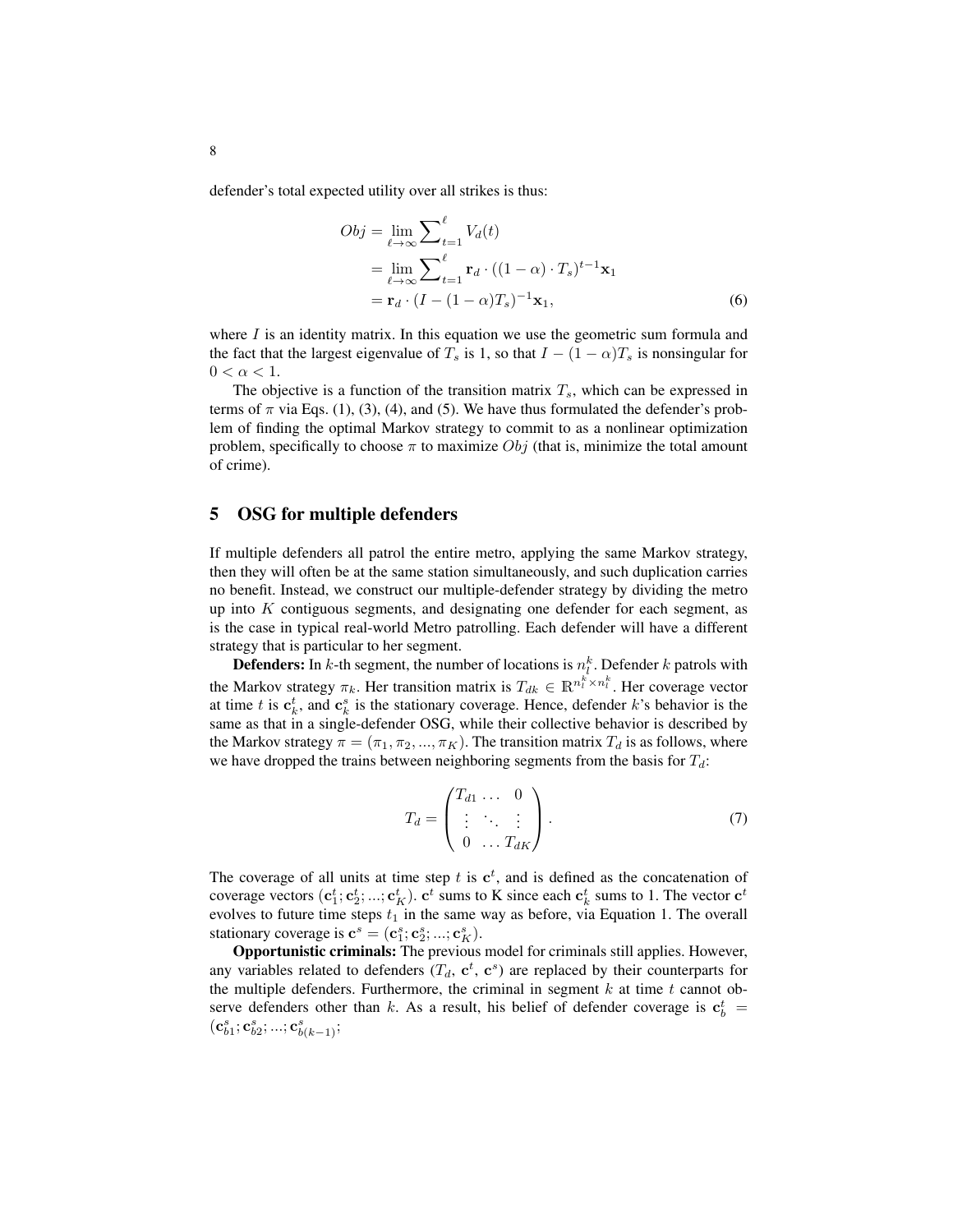defender's total expected utility over all strikes is thus:

$$
\begin{aligned}
Obj &= \lim_{\ell \to \infty} \sum_{t=1}^{\ell} V_d(t) \\
&= \lim_{\ell \to \infty} \sum_{t=1}^{\ell} \mathbf{r}_d \cdot ((1-\alpha) \cdot T_s)^{t-1} \mathbf{x}_1 \\
&= \mathbf{r}_d \cdot (I - (1-\alpha) T_s)^{-1} \mathbf{x}_1, \qquad (6)
\end{aligned}
$$

where $I$ is an identity matrix. In this equation we use the geometric sum formula and the fact that the largest eigenvalue of $T_s$ is 1, so that $I - (1-\alpha)T_s$ is nonsingular for $0 < \alpha < 1$.

The objective is a function of the transition matrix $T_s$, which can be expressed in terms of $\pi$ via Eqs. (1), (3), (4), and (5). We have thus formulated the defender's problem of finding the optimal Markov strategy to commit to as a nonlinear optimization problem, specifically to choose $\pi$ to maximize $Obj$ (that is, minimize the total amount of crime).

## 5 OSG for multiple defenders

If multiple defenders all patrol the entire metro, applying the same Markov strategy, then they will often be at the same station simultaneously, and such duplication carries no benefit. Instead, we construct our multiple-defender strategy by dividing the metro up into $K$ contiguous segments, and designating one defender for each segment, as is the case in typical real-world Metro patrolling. Each defender will have a different strategy that is particular to her segment.

**Defenders:** In $k$-th segment, the number of locations is $n_l^k$. Defender $k$ patrols with the Markov strategy $\pi_k$. Her transition matrix is $T_{dk} \in \mathbb{R}^{n_l^k \times n_l^k}$. Her coverage vector at time $t$ is $\mathbf{c}_k^t$, and $\mathbf{c}_k^s$ is the stationary coverage. Hence, defender $k$'s behavior is the same as that in a single-defender OSG, while their collective behavior is described by the Markov strategy $\pi = (\pi_1, \pi_2, ..., \pi_K)$. The transition matrix $T_d$ is as follows, where we have dropped the trains between neighboring segments from the basis for $T_d$:

$$
T_d = \begin{pmatrix} T_{d1} & \dots & 0 \\ \vdots & \ddots & \vdots \\ 0 & \dots & T_{dK} \end{pmatrix}. \qquad (7)
$$

The coverage of all units at time step $t$ is $\mathbf{c}^t$, and is defined as the concatenation of coverage vectors $(\mathbf{c}_1^t; \mathbf{c}_2^t; ...; \mathbf{c}_K^t)$. $\mathbf{c}^t$ sums to K since each $\mathbf{c}_k^t$ sums to 1. The vector $\mathbf{c}^t$ evolves to future time steps $t_1$ in the same way as before, via Equation 1. The overall stationary coverage is $\mathbf{c}^s = (\mathbf{c}_1^s; \mathbf{c}_2^s; ...; \mathbf{c}_K^s)$.

**Opportunistic criminals:** The previous model for criminals still applies. However, any variables related to defenders ($T_d$, $\mathbf{c}^t$, $\mathbf{c}^s$) are replaced by their counterparts for the multiple defenders. Furthermore, the criminal in segment $k$ at time $t$ cannot observe defenders other than $k$. As a result, his belief of defender coverage is $\mathbf{c}_b^t = (\mathbf{c}_{b1}^s; \mathbf{c}_{b2}^s; ...; \mathbf{c}_{b(k-1)}^s;$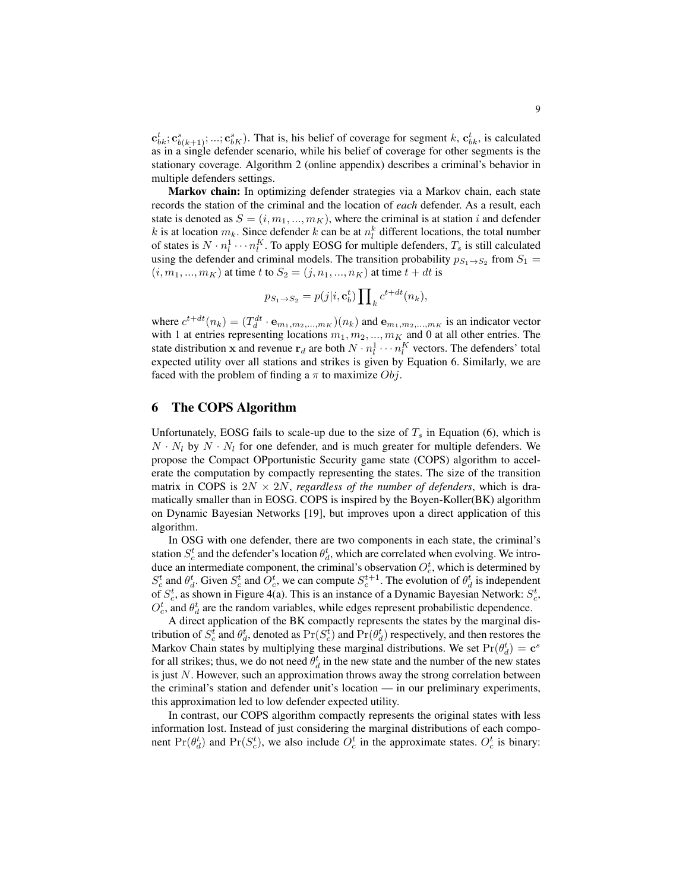$\mathbf{c}^t_{bk}; \mathbf{c}^s_{b(k+1)}; ...; \mathbf{c}^s_{bK}$). That is, his belief of coverage for segment $k$, $\mathbf{c}^t_{bk}$, is calculated as in a single defender scenario, while his belief of coverage for other segments is the stationary coverage. Algorithm 2 (online appendix) describes a criminal's behavior in multiple defenders settings.

**Markov chain:** In optimizing defender strategies via a Markov chain, each state records the station of the criminal and the location of *each* defender. As a result, each state is denoted as $S = (i, m_1, ..., m_K)$, where the criminal is at station $i$ and defender $k$ is at location $m_k$. Since defender $k$ can be at $n^k_l$ different locations, the total number of states is $N \cdot n^1_l \cdots n^K_l$. To apply EOSG for multiple defenders, $T_s$ is still calculated using the defender and criminal models. The transition probability $p_{S_1 \to S_2}$ from $S_1 = (i, m_1, ..., m_K)$ at time $t$ to $S_2 = (j, n_1, ..., n_K)$ at time $t + dt$ is

$$p_{S_1 \to S_2} = p(j|i, \mathbf{c}^t_b) \prod\nolimits_k c^{t+dt}(n_k),$$

where $c^{t+dt}(n_k) = (T^{dt}_d \cdot \mathbf{e}_{m_1, m_2, ..., m_K})(n_k)$ and $\mathbf{e}_{m_1, m_2, ..., m_K}$ is an indicator vector with 1 at entries representing locations $m_1, m_2, ..., m_K$ and 0 at all other entries. The state distribution $\mathbf{x}$ and revenue $\mathbf{r}_d$ are both $N \cdot n^1_l \cdots n^K_l$ vectors. The defenders' total expected utility over all stations and strikes is given by Equation 6. Similarly, we are faced with the problem of finding a $\pi$ to maximize $Obj$.

## 6 The COPS Algorithm

Unfortunately, EOSG fails to scale-up due to the size of $T_s$ in Equation (6), which is $N \cdot N_l$ by $N \cdot N_l$ for one defender, and is much greater for multiple defenders. We propose the Compact OPportunistic Security game state (COPS) algorithm to accelerate the computation by compactly representing the states. The size of the transition matrix in COPS is $2N \times 2N$, *regardless of the number of defenders*, which is dramatically smaller than in EOSG. COPS is inspired by the Boyen-Koller(BK) algorithm on Dynamic Bayesian Networks [19], but improves upon a direct application of this algorithm.

In OSG with one defender, there are two components in each state, the criminal's station $S^t_c$ and the defender's location $\theta^t_d$, which are correlated when evolving. We introduce an intermediate component, the criminal's observation $O^t_c$, which is determined by $S^t_c$ and $\theta^t_d$. Given $S^t_c$ and $O^t_c$, we can compute $S^{t+1}_c$. The evolution of $\theta^t_d$ is independent of $S^t_c$, as shown in Figure 4(a). This is an instance of a Dynamic Bayesian Network: $S^t_c$, $O^t_c$, and $\theta^t_d$ are the random variables, while edges represent probabilistic dependence.

A direct application of the BK compactly represents the states by the marginal distribution of $S^t_c$ and $\theta^t_d$, denoted as $\Pr(S^t_c)$ and $\Pr(\theta^t_d)$ respectively, and then restores the Markov Chain states by multiplying these marginal distributions. We set $\Pr(\theta^t_d) = \mathbf{c}^s$ for all strikes; thus, we do not need $\theta^t_d$ in the new state and the number of the new states is just $N$. However, such an approximation throws away the strong correlation between the criminal's station and defender unit's location — in our preliminary experiments, this approximation led to low defender expected utility.

In contrast, our COPS algorithm compactly represents the original states with less information lost. Instead of just considering the marginal distributions of each component $\Pr(\theta^t_d)$ and $\Pr(S^t_c)$, we also include $O^t_c$ in the approximate states. $O^t_c$ is binary: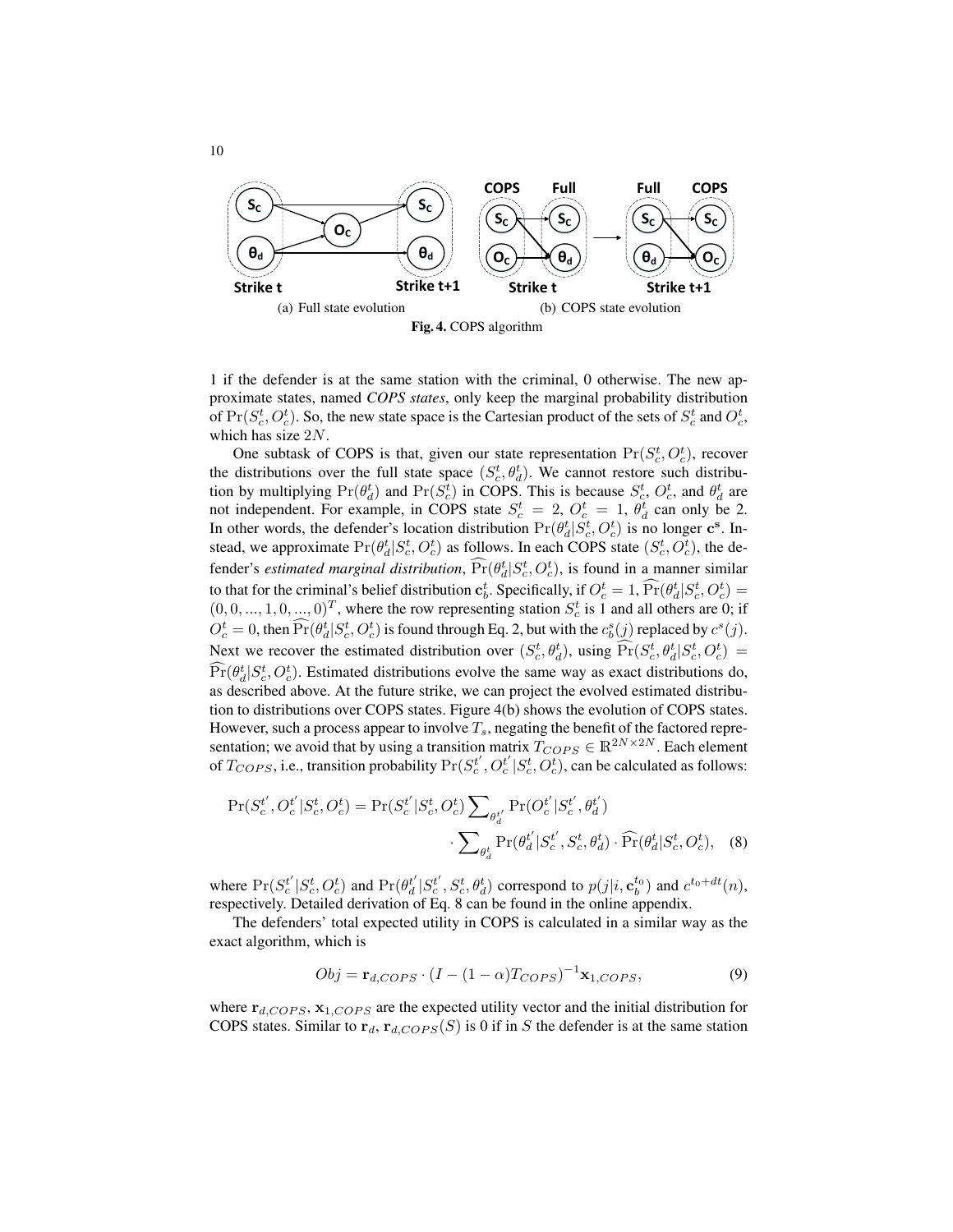(a) Full state evolution

(b) COPS state evolution

**Fig. 4.** COPS algorithm

1 if the defender is at the same station with the criminal, 0 otherwise. The new approximate states, named *COPS states*, only keep the marginal probability distribution of $\Pr(S_c^t, O_c^t)$. So, the new state space is the Cartesian product of the sets of $S_c^t$ and $O_c^t$, which has size $2N$.

One subtask of COPS is that, given our state representation $\Pr(S_c^t, O_c^t)$, recover the distributions over the full state space $(S_c^t, \theta_d^t)$. We cannot restore such distribution by multiplying $\Pr(\theta_d^t)$ and $\Pr(S_c^t)$ in COPS. This is because $S_c^t$, $O_c^t$, and $\theta_d^t$ are not independent. For example, in COPS state $S_c^t = 2$, $O_c^t = 1$, $\theta_d^t$ can only be 2. In other words, the defender's location distribution $\Pr(\theta_d^t | S_c^t, O_c^t)$ is no longer $\mathbf{c^s}$. Instead, we approximate $\Pr(\theta_d^t | S_c^t, O_c^t)$ as follows. In each COPS state $(S_c^t, O_c^t)$, the defender's *estimated marginal distribution*, $\widehat{\Pr}(\theta_d^t | S_c^t, O_c^t)$, is found in a manner similar to that for the criminal's belief distribution $\mathbf{c}_b^t$. Specifically, if $O_c^t = 1$, $\widehat{\Pr}(\theta_d^t | S_c^t, O_c^t) = (0, 0, ..., 1, 0, ..., 0)^T$, where the row representing station $S_c^t$ is 1 and all others are 0; if $O_c^t = 0$, then $\widehat{\Pr}(\theta_d^t | S_c^t, O_c^t)$ is found through Eq. 2, but with the $c_b^s(j)$ replaced by $c^s(j)$. Next we recover the estimated distribution over $(S_c^t, \theta_d^t)$, using $\widehat{\Pr}(S_c^t, \theta_d^t | S_c^t, O_c^t) = \widehat{\Pr}(\theta_d^t | S_c^t, O_c^t)$. Estimated distributions evolve the same way as exact distributions do, as described above. At the future strike, we can project the evolved estimated distribution to distributions over COPS states. Figure 4(b) shows the evolution of COPS states. However, such a process appear to involve $T_s$, negating the benefit of the factored representation; we avoid that by using a transition matrix $T_{COPS} \in \mathbb{R}^{2N \times 2N}$. Each element of $T_{COPS}$, i.e., transition probability $\Pr(S_c^{t'}, O_c^{t'} | S_c^t, O_c^t)$, can be calculated as follows:

$$\Pr(S_c^{t'}, O_c^{t'} | S_c^t, O_c^t) = \Pr(S_c^{t'} | S_c^t, O_c^t) \sum\nolimits_{\theta_d^{t'}} \Pr(O_c^{t'} | S_c^{t'}, \theta_d^{t'}) \cdot \sum\nolimits_{\theta_d^t} \Pr(\theta_d^{t'} | S_c^{t'}, S_c^t, \theta_d^t) \cdot \widehat{\Pr}(\theta_d^t | S_c^t, O_c^t), \quad (8)$$

where $\Pr(S_c^{t'} | S_c^t, O_c^t)$ and $\Pr(\theta_d^{t'} | S_c^{t'}, S_c^t, \theta_d^t)$ correspond to $p(j | i, \mathbf{c}_b^{t_0})$ and $c^{t_0+dt}(n)$, respectively. Detailed derivation of Eq. 8 can be found in the online appendix.

The defenders' total expected utility in COPS is calculated in a similar way as the exact algorithm, which is

$$Obj = \mathbf{r}_{d,COPS} \cdot (I - (1-\alpha) T_{COPS})^{-1} \mathbf{x}_{1,COPS}, \quad (9)$$

where $\mathbf{r}_{d,COPS}$, $\mathbf{x}_{1,COPS}$ are the expected utility vector and the initial distribution for COPS states. Similar to $\mathbf{r}_d$, $\mathbf{r}_{d,COPS}(S)$ is 0 if in $S$ the defender is at the same station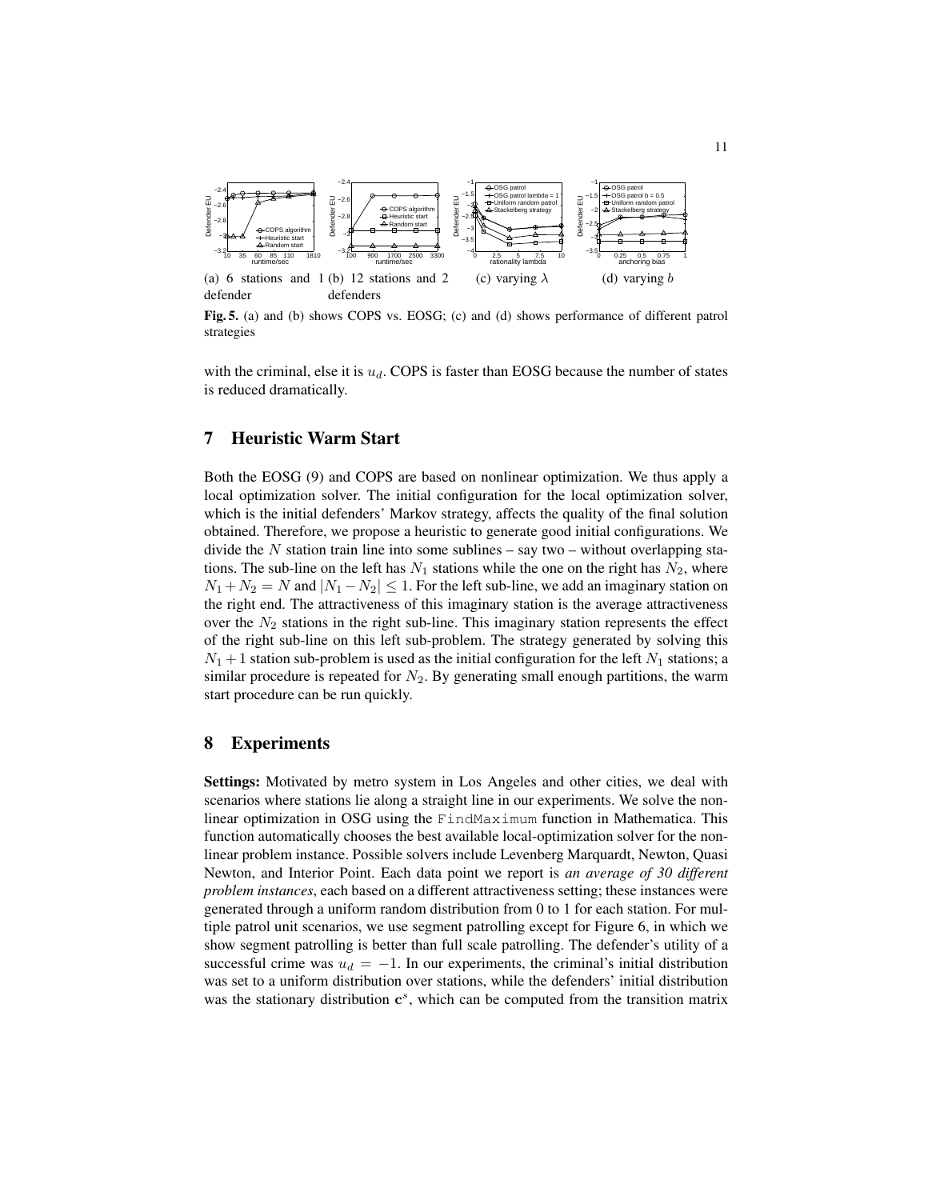(a) 6 stations and 1 defender (b) 12 stations and 2 defenders (c) varying $\lambda$ (d) varying $b$

**Fig. 5.** (a) and (b) shows COPS vs. EOSG; (c) and (d) shows performance of different patrol strategies

with the criminal, else it is $u_d$. COPS is faster than EOSG because the number of states is reduced dramatically.

## 7 Heuristic Warm Start

Both the EOSG (9) and COPS are based on nonlinear optimization. We thus apply a local optimization solver. The initial configuration for the local optimization solver, which is the initial defenders' Markov strategy, affects the quality of the final solution obtained. Therefore, we propose a heuristic to generate good initial configurations. We divide the $N$ station train line into some sublines – say two – without overlapping stations. The sub-line on the left has $N_1$ stations while the one on the right has $N_2$, where $N_1 + N_2 = N$ and $|N_1 - N_2| \leq 1$. For the left sub-line, we add an imaginary station on the right end. The attractiveness of this imaginary station is the average attractiveness over the $N_2$ stations in the right sub-line. This imaginary station represents the effect of the right sub-line on this left sub-problem. The strategy generated by solving this $N_1 + 1$ station sub-problem is used as the initial configuration for the left $N_1$ stations; a similar procedure is repeated for $N_2$. By generating small enough partitions, the warm start procedure can be run quickly.

## 8 Experiments

**Settings:** Motivated by metro system in Los Angeles and other cities, we deal with scenarios where stations lie along a straight line in our experiments. We solve the nonlinear optimization in OSG using the FindMaximum function in Mathematica. This function automatically chooses the best available local-optimization solver for the nonlinear problem instance. Possible solvers include Levenberg Marquardt, Newton, Quasi Newton, and Interior Point. Each data point we report is *an average of 30 different problem instances*, each based on a different attractiveness setting; these instances were generated through a uniform random distribution from 0 to 1 for each station. For multiple patrol unit scenarios, we use segment patrolling except for Figure 6, in which we show segment patrolling is better than full scale patrolling. The defender's utility of a successful crime was $u_d = -1$. In our experiments, the criminal's initial distribution was set to a uniform distribution over stations, while the defenders' initial distribution was the stationary distribution $\mathbf{c}^s$, which can be computed from the transition matrix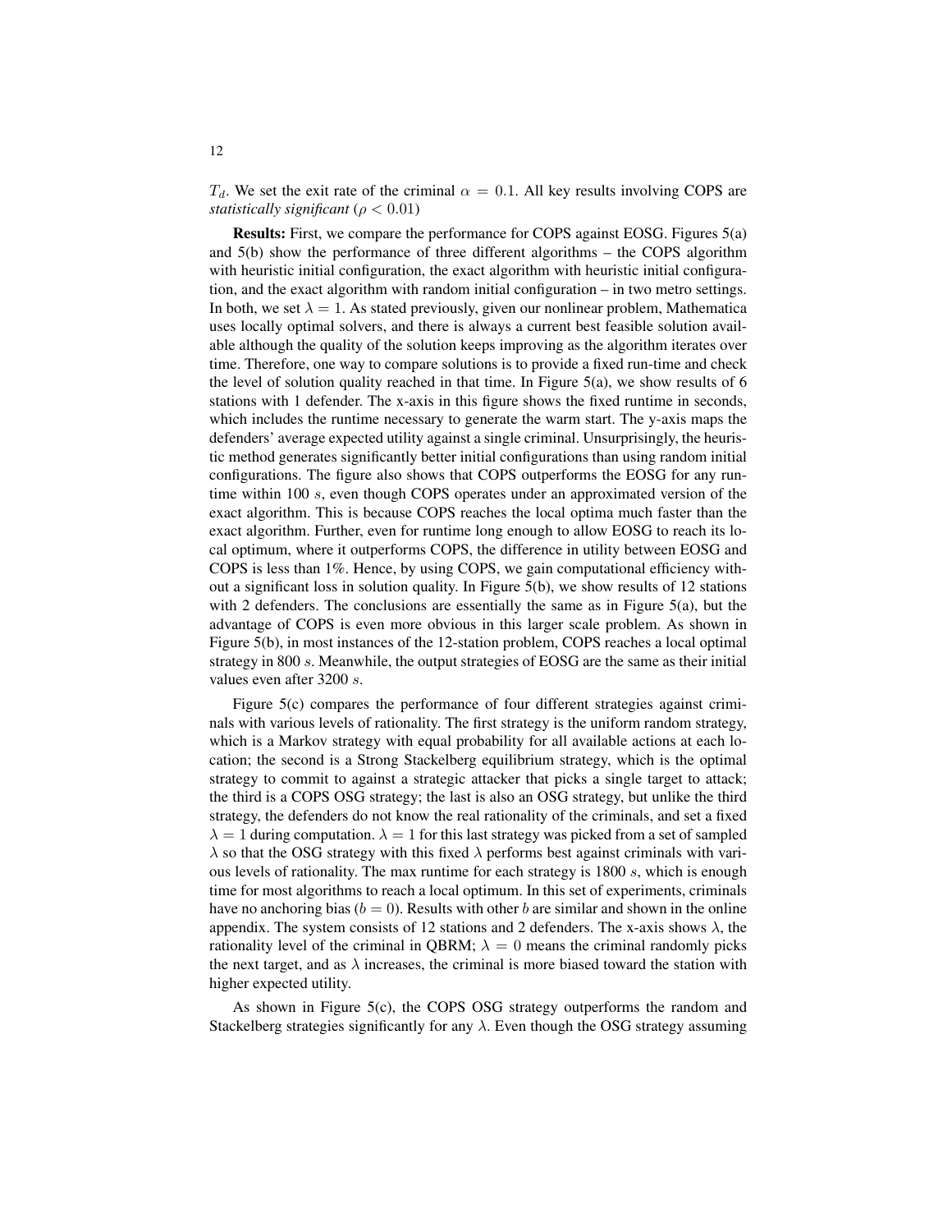$T_d$. We set the exit rate of the criminal $\alpha = 0.1$. All key results involving COPS are *statistically significant* ($\rho < 0.01$)

**Results:** First, we compare the performance for COPS against EOSG. Figures 5(a) and 5(b) show the performance of three different algorithms – the COPS algorithm with heuristic initial configuration, the exact algorithm with heuristic initial configuration, and the exact algorithm with random initial configuration – in two metro settings. In both, we set $\lambda = 1$. As stated previously, given our nonlinear problem, Mathematica uses locally optimal solvers, and there is always a current best feasible solution available although the quality of the solution keeps improving as the algorithm iterates over time. Therefore, one way to compare solutions is to provide a fixed run-time and check the level of solution quality reached in that time. In Figure 5(a), we show results of 6 stations with 1 defender. The x-axis in this figure shows the fixed runtime in seconds, which includes the runtime necessary to generate the warm start. The y-axis maps the defenders' average expected utility against a single criminal. Unsurprisingly, the heuristic method generates significantly better initial configurations than using random initial configurations. The figure also shows that COPS outperforms the EOSG for any runtime within 100 $s$, even though COPS operates under an approximated version of the exact algorithm. This is because COPS reaches the local optima much faster than the exact algorithm. Further, even for runtime long enough to allow EOSG to reach its local optimum, where it outperforms COPS, the difference in utility between EOSG and COPS is less than 1%. Hence, by using COPS, we gain computational efficiency without a significant loss in solution quality. In Figure 5(b), we show results of 12 stations with 2 defenders. The conclusions are essentially the same as in Figure 5(a), but the advantage of COPS is even more obvious in this larger scale problem. As shown in Figure 5(b), in most instances of the 12-station problem, COPS reaches a local optimal strategy in 800 $s$. Meanwhile, the output strategies of EOSG are the same as their initial values even after 3200 $s$.

Figure 5(c) compares the performance of four different strategies against criminals with various levels of rationality. The first strategy is the uniform random strategy, which is a Markov strategy with equal probability for all available actions at each location; the second is a Strong Stackelberg equilibrium strategy, which is the optimal strategy to commit to against a strategic attacker that picks a single target to attack; the third is a COPS OSG strategy; the last is also an OSG strategy, but unlike the third strategy, the defenders do not know the real rationality of the criminals, and set a fixed $\lambda = 1$ during computation. $\lambda = 1$ for this last strategy was picked from a set of sampled $\lambda$ so that the OSG strategy with this fixed $\lambda$ performs best against criminals with various levels of rationality. The max runtime for each strategy is 1800 $s$, which is enough time for most algorithms to reach a local optimum. In this set of experiments, criminals have no anchoring bias ($b = 0$). Results with other $b$ are similar and shown in the online appendix. The system consists of 12 stations and 2 defenders. The x-axis shows $\lambda$, the rationality level of the criminal in QBRM; $\lambda = 0$ means the criminal randomly picks the next target, and as $\lambda$ increases, the criminal is more biased toward the station with higher expected utility.

As shown in Figure 5(c), the COPS OSG strategy outperforms the random and Stackelberg strategies significantly for any $\lambda$. Even though the OSG strategy assuming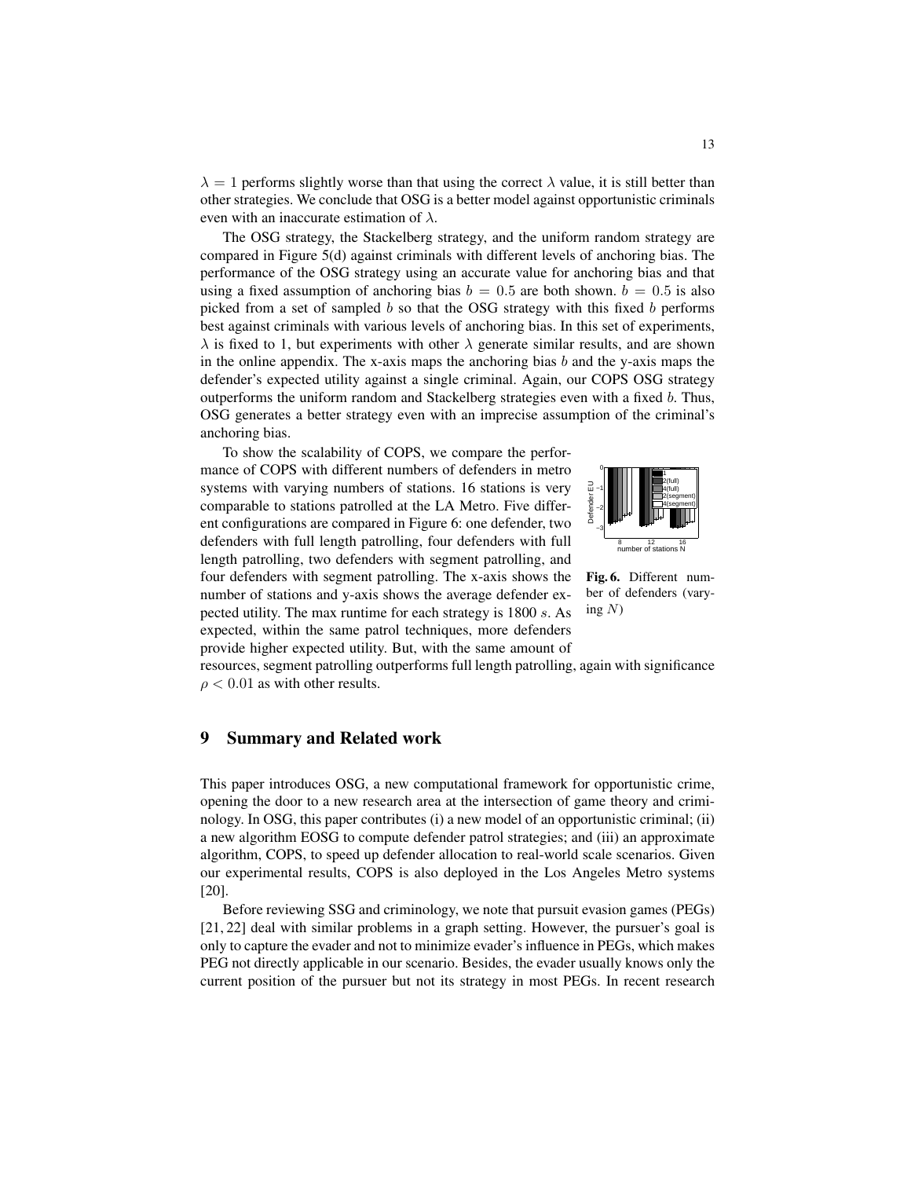$\lambda = 1$ performs slightly worse than that using the correct $\lambda$ value, it is still better than other strategies. We conclude that OSG is a better model against opportunistic criminals even with an inaccurate estimation of $\lambda$.

The OSG strategy, the Stackelberg strategy, and the uniform random strategy are compared in Figure 5(d) against criminals with different levels of anchoring bias. The performance of the OSG strategy using an accurate value for anchoring bias and that using a fixed assumption of anchoring bias $b = 0.5$ are both shown. $b = 0.5$ is also picked from a set of sampled $b$ so that the OSG strategy with this fixed $b$ performs best against criminals with various levels of anchoring bias. In this set of experiments, $\lambda$ is fixed to 1, but experiments with other $\lambda$ generate similar results, and are shown in the online appendix. The x-axis maps the anchoring bias $b$ and the y-axis maps the defender's expected utility against a single criminal. Again, our COPS OSG strategy outperforms the uniform random and Stackelberg strategies even with a fixed $b$. Thus, OSG generates a better strategy even with an imprecise assumption of the criminal's anchoring bias.

To show the scalability of COPS, we compare the performance of COPS with different numbers of defenders in metro systems with varying numbers of stations. 16 stations is very comparable to stations patrolled at the LA Metro. Five different configurations are compared in Figure 6: one defender, two defenders with full length patrolling, four defenders with full length patrolling, two defenders with segment patrolling, and four defenders with segment patrolling. The x-axis shows the number of stations and y-axis shows the average defender expected utility. The max runtime for each strategy is 1800 $s$. As expected, within the same patrol techniques, more defenders provide higher expected utility. But, with the same amount of resources, segment patrolling outperforms full length patrolling, again with significance $\rho < 0.01$ as with other results.

**Fig. 6.** Different number of defenders (varying $N$)

## 9 Summary and Related work

This paper introduces OSG, a new computational framework for opportunistic crime, opening the door to a new research area at the intersection of game theory and criminology. In OSG, this paper contributes (i) a new model of an opportunistic criminal; (ii) a new algorithm EOSG to compute defender patrol strategies; and (iii) an approximate algorithm, COPS, to speed up defender allocation to real-world scale scenarios. Given our experimental results, COPS is also deployed in the Los Angeles Metro systems [20].

Before reviewing SSG and criminology, we note that pursuit evasion games (PEGs) [21, 22] deal with similar problems in a graph setting. However, the pursuer's goal is only to capture the evader and not to minimize evader's influence in PEGs, which makes PEG not directly applicable in our scenario. Besides, the evader usually knows only the current position of the pursuer but not its strategy in most PEGs. In recent research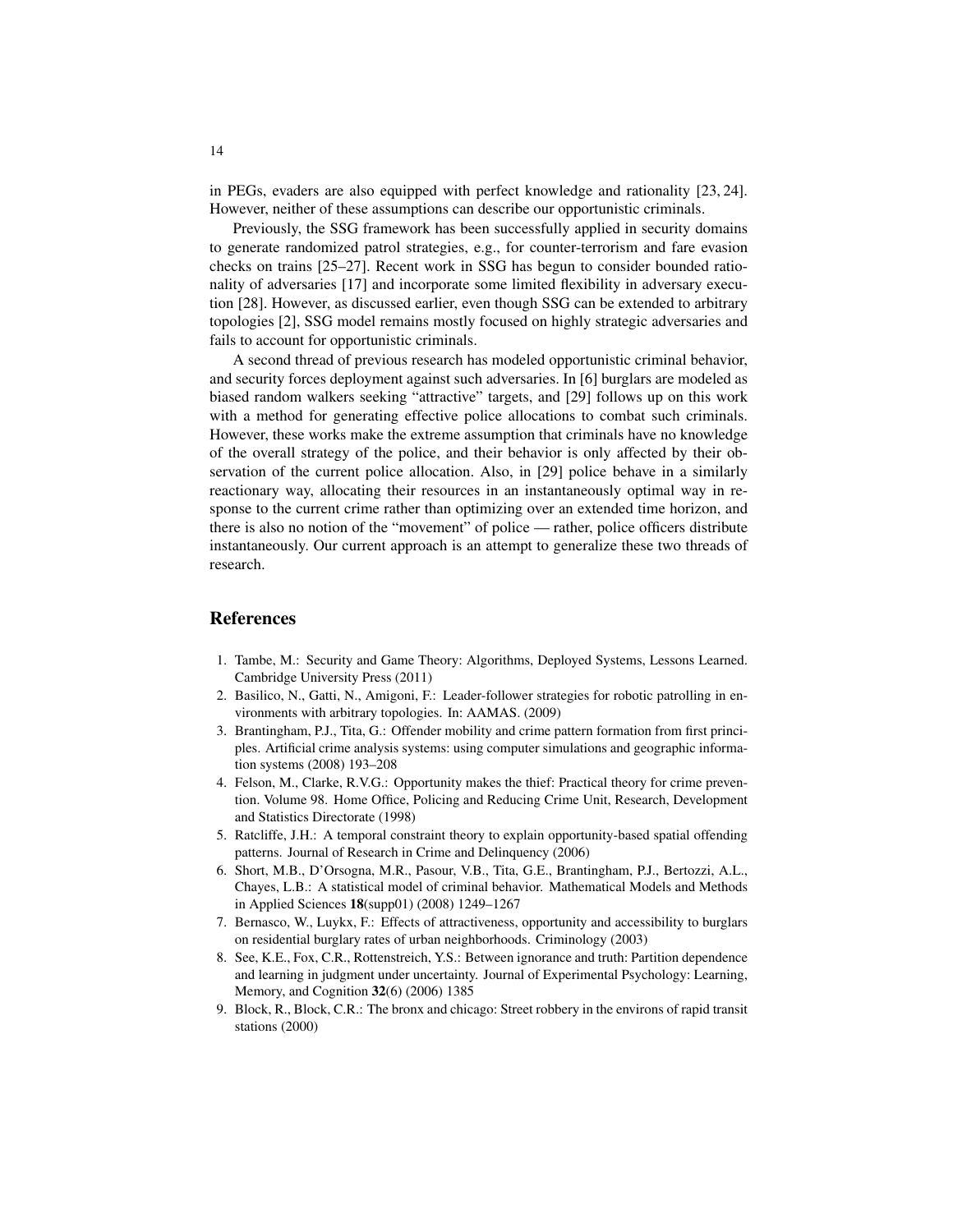in PEGs, evaders are also equipped with perfect knowledge and rationality [23, 24]. However, neither of these assumptions can describe our opportunistic criminals.

Previously, the SSG framework has been successfully applied in security domains to generate randomized patrol strategies, e.g., for counter-terrorism and fare evasion checks on trains [25–27]. Recent work in SSG has begun to consider bounded rationality of adversaries [17] and incorporate some limited flexibility in adversary execution [28]. However, as discussed earlier, even though SSG can be extended to arbitrary topologies [2], SSG model remains mostly focused on highly strategic adversaries and fails to account for opportunistic criminals.

A second thread of previous research has modeled opportunistic criminal behavior, and security forces deployment against such adversaries. In [6] burglars are modeled as biased random walkers seeking "attractive" targets, and [29] follows up on this work with a method for generating effective police allocations to combat such criminals. However, these works make the extreme assumption that criminals have no knowledge of the overall strategy of the police, and their behavior is only affected by their observation of the current police allocation. Also, in [29] police behave in a similarly reactionary way, allocating their resources in an instantaneously optimal way in response to the current crime rather than optimizing over an extended time horizon, and there is also no notion of the "movement" of police — rather, police officers distribute instantaneously. Our current approach is an attempt to generalize these two threads of research.

## References

1. Tambe, M.: Security and Game Theory: Algorithms, Deployed Systems, Lessons Learned. Cambridge University Press (2011)
2. Basilico, N., Gatti, N., Amigoni, F.: Leader-follower strategies for robotic patrolling in environments with arbitrary topologies. In: AAMAS. (2009)
3. Brantingham, P.J., Tita, G.: Offender mobility and crime pattern formation from first principles. Artificial crime analysis systems: using computer simulations and geographic information systems (2008) 193–208
4. Felson, M., Clarke, R.V.G.: Opportunity makes the thief: Practical theory for crime prevention. Volume 98. Home Office, Policing and Reducing Crime Unit, Research, Development and Statistics Directorate (1998)
5. Ratcliffe, J.H.: A temporal constraint theory to explain opportunity-based spatial offending patterns. Journal of Research in Crime and Delinquency (2006)
6. Short, M.B., D'Orsogna, M.R., Pasour, V.B., Tita, G.E., Brantingham, P.J., Bertozzi, A.L., Chayes, L.B.: A statistical model of criminal behavior. Mathematical Models and Methods in Applied Sciences **18**(supp01) (2008) 1249–1267
7. Bernasco, W., Luykx, F.: Effects of attractiveness, opportunity and accessibility to burglars on residential burglary rates of urban neighborhoods. Criminology (2003)
8. See, K.E., Fox, C.R., Rottenstreich, Y.S.: Between ignorance and truth: Partition dependence and learning in judgment under uncertainty. Journal of Experimental Psychology: Learning, Memory, and Cognition **32**(6) (2006) 1385
9. Block, R., Block, C.R.: The bronx and chicago: Street robbery in the environs of rapid transit stations (2000)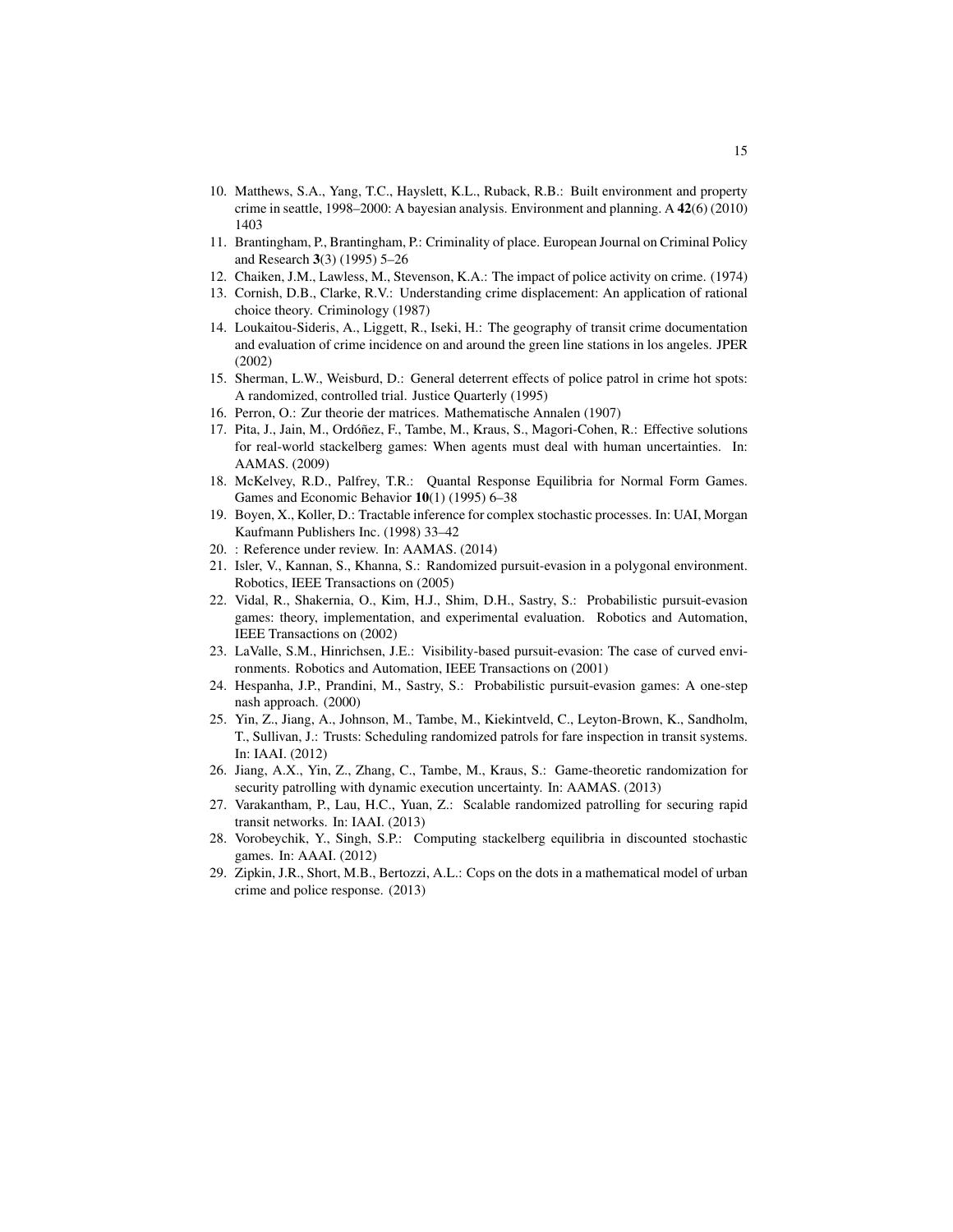10. Matthews, S.A., Yang, T.C., Hayslett, K.L., Ruback, R.B.: Built environment and property crime in seattle, 1998–2000: A bayesian analysis. Environment and planning. A **42**(6) (2010) 1403
11. Brantingham, P., Brantingham, P.: Criminality of place. European Journal on Criminal Policy and Research **3**(3) (1995) 5–26
12. Chaiken, J.M., Lawless, M., Stevenson, K.A.: The impact of police activity on crime. (1974)
13. Cornish, D.B., Clarke, R.V.: Understanding crime displacement: An application of rational choice theory. Criminology (1987)
14. Loukaitou-Sideris, A., Liggett, R., Iseki, H.: The geography of transit crime documentation and evaluation of crime incidence on and around the green line stations in los angeles. JPER (2002)
15. Sherman, L.W., Weisburd, D.: General deterrent effects of police patrol in crime hot spots: A randomized, controlled trial. Justice Quarterly (1995)
16. Perron, O.: Zur theorie der matrices. Mathematische Annalen (1907)
17. Pita, J., Jain, M., Ordóñez, F., Tambe, M., Kraus, S., Magori-Cohen, R.: Effective solutions for real-world stackelberg games: When agents must deal with human uncertainties. In: AAMAS. (2009)
18. McKelvey, R.D., Palfrey, T.R.: Quantal Response Equilibria for Normal Form Games. Games and Economic Behavior **10**(1) (1995) 6–38
19. Boyen, X., Koller, D.: Tractable inference for complex stochastic processes. In: UAI, Morgan Kaufmann Publishers Inc. (1998) 33–42
20. : Reference under review. In: AAMAS. (2014)
21. Isler, V., Kannan, S., Khanna, S.: Randomized pursuit-evasion in a polygonal environment. Robotics, IEEE Transactions on (2005)
22. Vidal, R., Shakernia, O., Kim, H.J., Shim, D.H., Sastry, S.: Probabilistic pursuit-evasion games: theory, implementation, and experimental evaluation. Robotics and Automation, IEEE Transactions on (2002)
23. LaValle, S.M., Hinrichsen, J.E.: Visibility-based pursuit-evasion: The case of curved environments. Robotics and Automation, IEEE Transactions on (2001)
24. Hespanha, J.P., Prandini, M., Sastry, S.: Probabilistic pursuit-evasion games: A one-step nash approach. (2000)
25. Yin, Z., Jiang, A., Johnson, M., Tambe, M., Kiekintveld, C., Leyton-Brown, K., Sandholm, T., Sullivan, J.: Trusts: Scheduling randomized patrols for fare inspection in transit systems. In: IAAI. (2012)
26. Jiang, A.X., Yin, Z., Zhang, C., Tambe, M., Kraus, S.: Game-theoretic randomization for security patrolling with dynamic execution uncertainty. In: AAMAS. (2013)
27. Varakantham, P., Lau, H.C., Yuan, Z.: Scalable randomized patrolling for securing rapid transit networks. In: IAAI. (2013)
28. Vorobeychik, Y., Singh, S.P.: Computing stackelberg equilibria in discounted stochastic games. In: AAAI. (2012)
29. Zipkin, J.R., Short, M.B., Bertozzi, A.L.: Cops on the dots in a mathematical model of urban crime and police response. (2013)